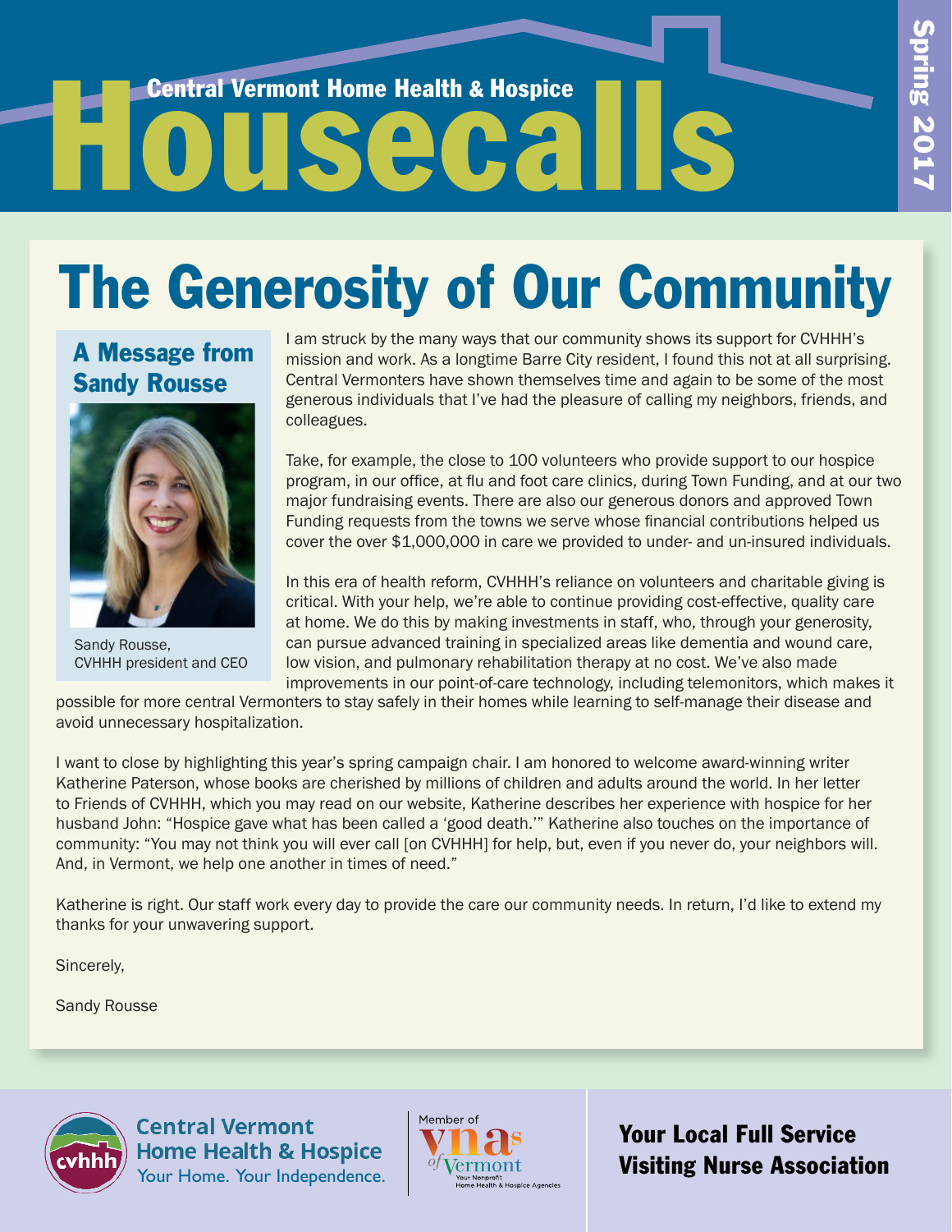Central Vermont Home Health & Hospice

# Housecalls

Spring 2017

## The Generosity of Our Community

### A Message from Sandy Rousse

Sandy Rousse, CVHHH president and CEO

I am struck by the many ways that our community shows its support for CVHHH's mission and work. As a longtime Barre City resident, I found this not at all surprising. Central Vermonters have shown themselves time and again to be some of the most generous individuals that I've had the pleasure of calling my neighbors, friends, and colleagues.

Take, for example, the close to 100 volunteers who provide support to our hospice program, in our office, at flu and foot care clinics, during Town Funding, and at our two major fundraising events. There are also our generous donors and approved Town Funding requests from the towns we serve whose financial contributions helped us cover the over $1,000,000 in care we provided to under- and un-insured individuals.

In this era of health reform, CVHHH's reliance on volunteers and charitable giving is critical. With your help, we're able to continue providing cost-effective, quality care at home. We do this by making investments in staff, who, through your generosity, can pursue advanced training in specialized areas like dementia and wound care, low vision, and pulmonary rehabilitation therapy at no cost. We've also made improvements in our point-of-care technology, including telemonitors, which makes it possible for more central Vermonters to stay safely in their homes while learning to self-manage their disease and avoid unnecessary hospitalization.

I want to close by highlighting this year's spring campaign chair. I am honored to welcome award-winning writer Katherine Paterson, whose books are cherished by millions of children and adults around the world. In her letter to Friends of CVHHH, which you may read on our website, Katherine describes her experience with hospice for her husband John: "Hospice gave what has been called a 'good death.'" Katherine also touches on the importance of community: "You may not think you will ever call [on CVHHH] for help, but, even if you never do, your neighbors will. And, in Vermont, we help one another in times of need."

Katherine is right. Our staff work every day to provide the care our community needs. In return, I'd like to extend my thanks for your unwavering support.

Sincerely,

Sandy Rousse

Central Vermont Home Health & Hospice
Your Home. Your Independence.

Member of VNAs of Vermont — Your Nonprofit Home Health & Hospice Agencies

**Your Local Full Service Visiting Nurse Association**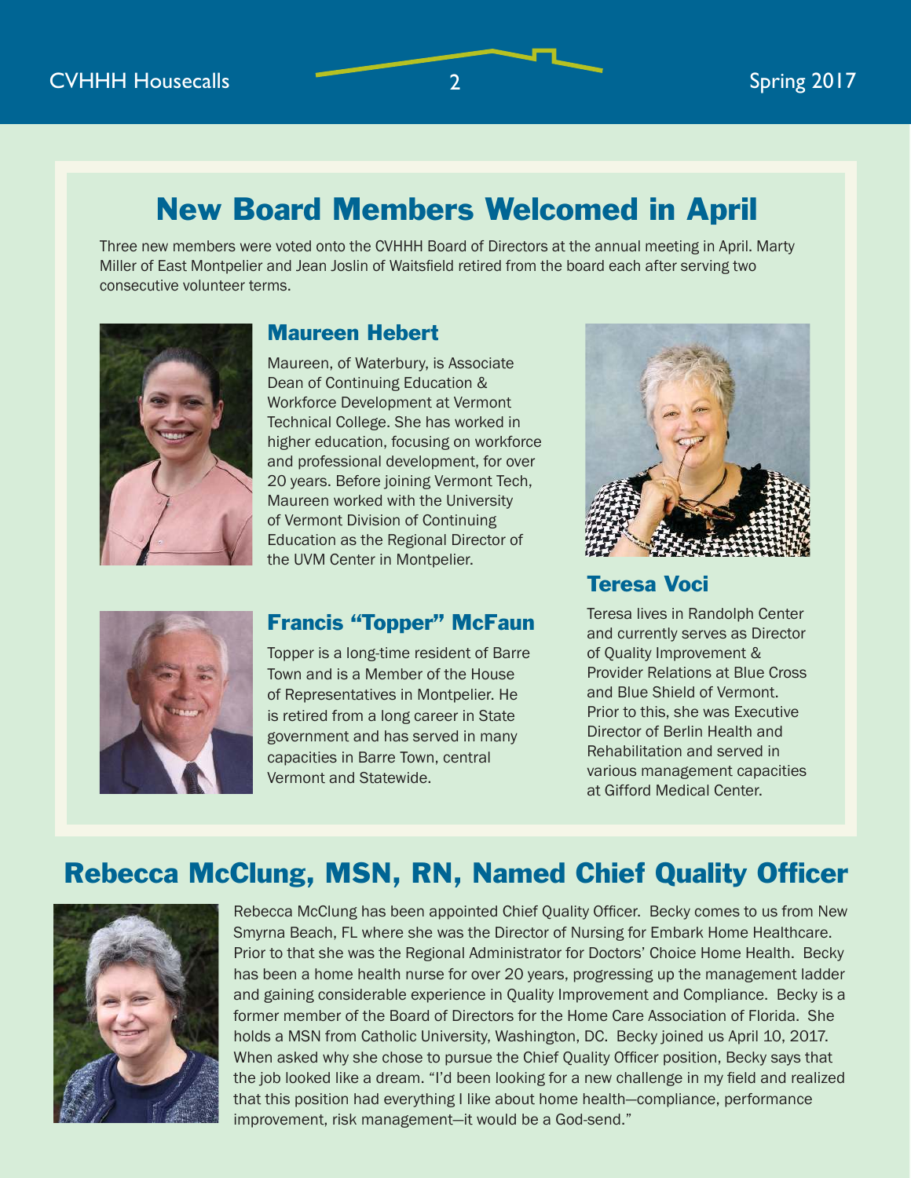## New Board Members Welcomed in April

Three new members were voted onto the CVHHH Board of Directors at the annual meeting in April. Marty Miller of East Montpelier and Jean Joslin of Waitsfield retired from the board each after serving two consecutive volunteer terms.

### Maureen Hebert

Maureen, of Waterbury, is Associate Dean of Continuing Education & Workforce Development at Vermont Technical College. She has worked in higher education, focusing on workforce and professional development, for over 20 years. Before joining Vermont Tech, Maureen worked with the University of Vermont Division of Continuing Education as the Regional Director of the UVM Center in Montpelier.

### Francis "Topper" McFaun

Topper is a long-time resident of Barre Town and is a Member of the House of Representatives in Montpelier. He is retired from a long career in State government and has served in many capacities in Barre Town, central Vermont and Statewide.

### Teresa Voci

Teresa lives in Randolph Center and currently serves as Director of Quality Improvement & Provider Relations at Blue Cross and Blue Shield of Vermont. Prior to this, she was Executive Director of Berlin Health and Rehabilitation and served in various management capacities at Gifford Medical Center.

## Rebecca McClung, MSN, RN, Named Chief Quality Officer

Rebecca McClung has been appointed Chief Quality Officer. Becky comes to us from New Smyrna Beach, FL where she was the Director of Nursing for Embark Home Healthcare. Prior to that she was the Regional Administrator for Doctors' Choice Home Health. Becky has been a home health nurse for over 20 years, progressing up the management ladder and gaining considerable experience in Quality Improvement and Compliance. Becky is a former member of the Board of Directors for the Home Care Association of Florida. She holds a MSN from Catholic University, Washington, DC. Becky joined us April 10, 2017. When asked why she chose to pursue the Chief Quality Officer position, Becky says that the job looked like a dream. "I'd been looking for a new challenge in my field and realized that this position had everything I like about home health—compliance, performance improvement, risk management—it would be a God-send."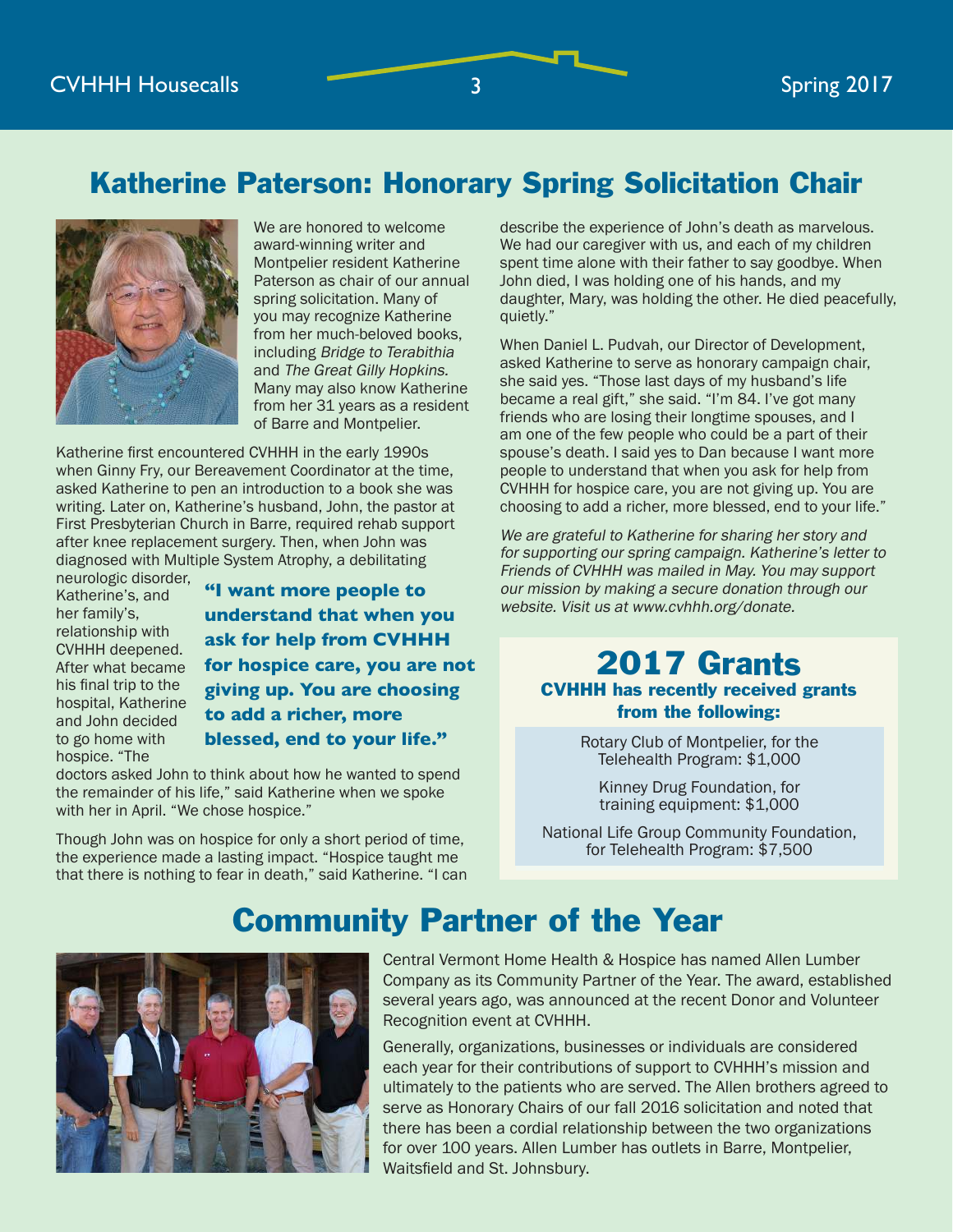# Katherine Paterson: Honorary Spring Solicitation Chair

We are honored to welcome award-winning writer and Montpelier resident Katherine Paterson as chair of our annual spring solicitation. Many of you may recognize Katherine from her much-beloved books, including *Bridge to Terabithia* and *The Great Gilly Hopkins.* Many may also know Katherine from her 31 years as a resident of Barre and Montpelier.

Katherine first encountered CVHHH in the early 1990s when Ginny Fry, our Bereavement Coordinator at the time, asked Katherine to pen an introduction to a book she was writing. Later on, Katherine's husband, John, the pastor at First Presbyterian Church in Barre, required rehab support after knee replacement surgery. Then, when John was diagnosed with Multiple System Atrophy, a debilitating neurologic disorder, Katherine's, and her family's, relationship with CVHHH deepened. After what became his final trip to the hospital, Katherine and John decided to go home with hospice. "The doctors asked John to think about how he wanted to spend the remainder of his life," said Katherine when we spoke with her in April. "We chose hospice."

> **"I want more people to understand that when you ask for help from CVHHH for hospice care, you are not giving up. You are choosing to add a richer, more blessed, end to your life."**

Though John was on hospice for only a short period of time, the experience made a lasting impact. "Hospice taught me that there is nothing to fear in death," said Katherine. "I can describe the experience of John's death as marvelous. We had our caregiver with us, and each of my children spent time alone with their father to say goodbye. When John died, I was holding one of his hands, and my daughter, Mary, was holding the other. He died peacefully, quietly."

When Daniel L. Pudvah, our Director of Development, asked Katherine to serve as honorary campaign chair, she said yes. "Those last days of my husband's life became a real gift," she said. "I'm 84. I've got many friends who are losing their longtime spouses, and I am one of the few people who could be a part of their spouse's death. I said yes to Dan because I want more people to understand that when you ask for help from CVHHH for hospice care, you are not giving up. You are choosing to add a richer, more blessed, end to your life."

*We are grateful to Katherine for sharing her story and for supporting our spring campaign. Katherine's letter to Friends of CVHHH was mailed in May. You may support our mission by making a secure donation through our website. Visit us at www.cvhhh.org/donate.*

## 2017 Grants

**CVHHH has recently received grants from the following:**

Rotary Club of Montpelier, for the Telehealth Program: $1,000

Kinney Drug Foundation, for training equipment: $1,000

National Life Group Community Foundation, for Telehealth Program: $7,500

# Community Partner of the Year

Central Vermont Home Health & Hospice has named Allen Lumber Company as its Community Partner of the Year. The award, established several years ago, was announced at the recent Donor and Volunteer Recognition event at CVHHH.

Generally, organizations, businesses or individuals are considered each year for their contributions of support to CVHHH's mission and ultimately to the patients who are served. The Allen brothers agreed to serve as Honorary Chairs of our fall 2016 solicitation and noted that there has been a cordial relationship between the two organizations for over 100 years. Allen Lumber has outlets in Barre, Montpelier, Waitsfield and St. Johnsbury.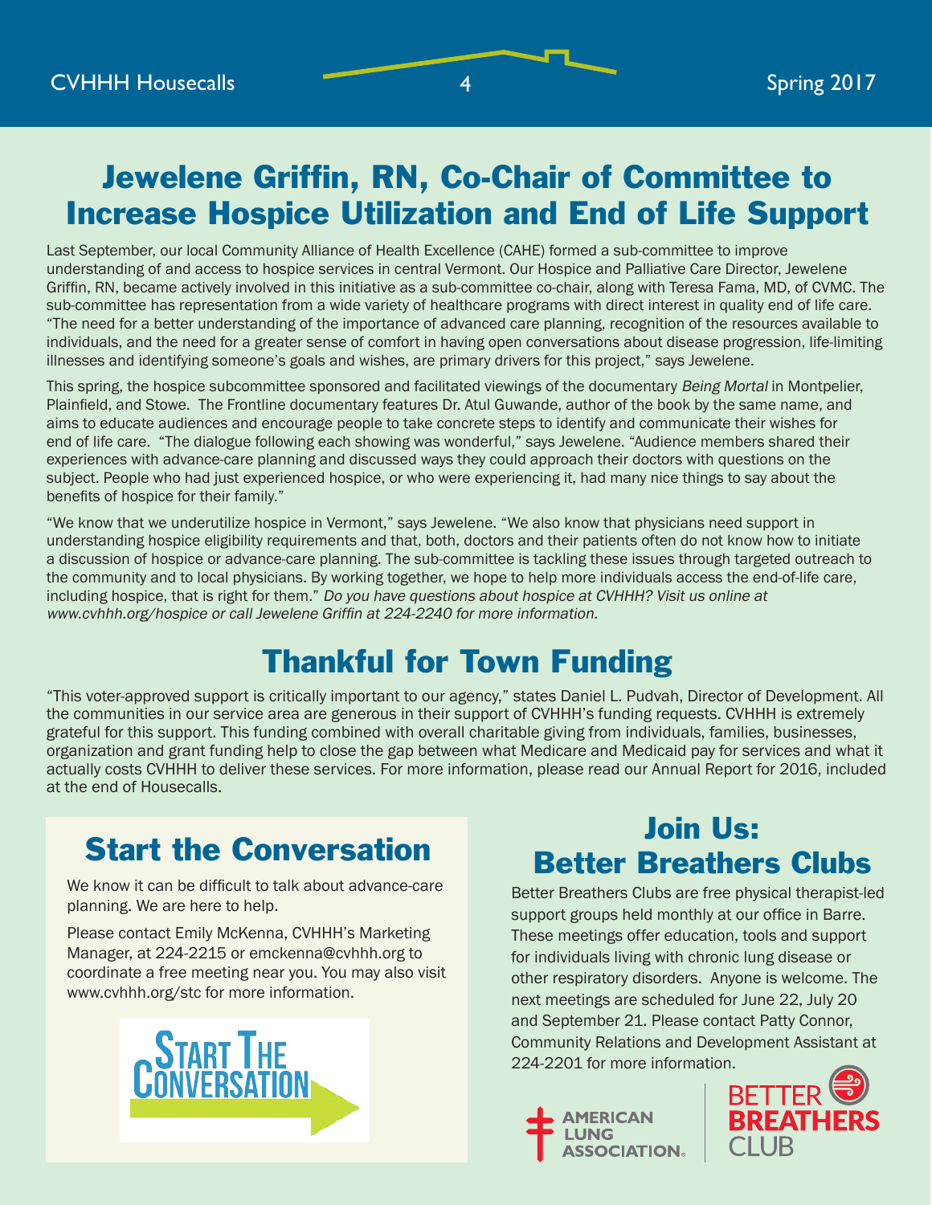# Jewelene Griffin, RN, Co-Chair of Committee to Increase Hospice Utilization and End of Life Support

Last September, our local Community Alliance of Health Excellence (CAHE) formed a sub-committee to improve understanding of and access to hospice services in central Vermont. Our Hospice and Palliative Care Director, Jewelene Griffin, RN, became actively involved in this initiative as a sub-committee co-chair, along with Teresa Fama, MD, of CVMC. The sub-committee has representation from a wide variety of healthcare programs with direct interest in quality end of life care. "The need for a better understanding of the importance of advanced care planning, recognition of the resources available to individuals, and the need for a greater sense of comfort in having open conversations about disease progression, life-limiting illnesses and identifying someone's goals and wishes, are primary drivers for this project," says Jewelene.

This spring, the hospice subcommittee sponsored and facilitated viewings of the documentary *Being Mortal* in Montpelier, Plainfield, and Stowe. The Frontline documentary features Dr. Atul Guwande, author of the book by the same name, and aims to educate audiences and encourage people to take concrete steps to identify and communicate their wishes for end of life care. "The dialogue following each showing was wonderful," says Jewelene. "Audience members shared their experiences with advance-care planning and discussed ways they could approach their doctors with questions on the subject. People who had just experienced hospice, or who were experiencing it, had many nice things to say about the benefits of hospice for their family."

"We know that we underutilize hospice in Vermont," says Jewelene. "We also know that physicians need support in understanding hospice eligibility requirements and that, both, doctors and their patients often do not know how to initiate a discussion of hospice or advance-care planning. The sub-committee is tackling these issues through targeted outreach to the community and to local physicians. By working together, we hope to help more individuals access the end-of-life care, including hospice, that is right for them." *Do you have questions about hospice at CVHHH? Visit us online at www.cvhhh.org/hospice or call Jewelene Griffin at 224-2240 for more information.*

# Thankful for Town Funding

"This voter-approved support is critically important to our agency," states Daniel L. Pudvah, Director of Development. All the communities in our service area are generous in their support of CVHHH's funding requests. CVHHH is extremely grateful for this support. This funding combined with overall charitable giving from individuals, families, businesses, organization and grant funding help to close the gap between what Medicare and Medicaid pay for services and what it actually costs CVHHH to deliver these services. For more information, please read our Annual Report for 2016, included at the end of Housecalls.

## Start the Conversation

We know it can be difficult to talk about advance-care planning. We are here to help.

Please contact Emily McKenna, CVHHH's Marketing Manager, at 224-2215 or emckenna@cvhhh.org to coordinate a free meeting near you. You may also visit www.cvhhh.org/stc for more information.

START THE CONVERSATION

## Join Us: Better Breathers Clubs

Better Breathers Clubs are free physical therapist-led support groups held monthly at our office in Barre. These meetings offer education, tools and support for individuals living with chronic lung disease or other respiratory disorders. Anyone is welcome. The next meetings are scheduled for June 22, July 20 and September 21. Please contact Patty Connor, Community Relations and Development Assistant at 224-2201 for more information.

AMERICAN LUNG ASSOCIATION.

BETTER BREATHERS CLUB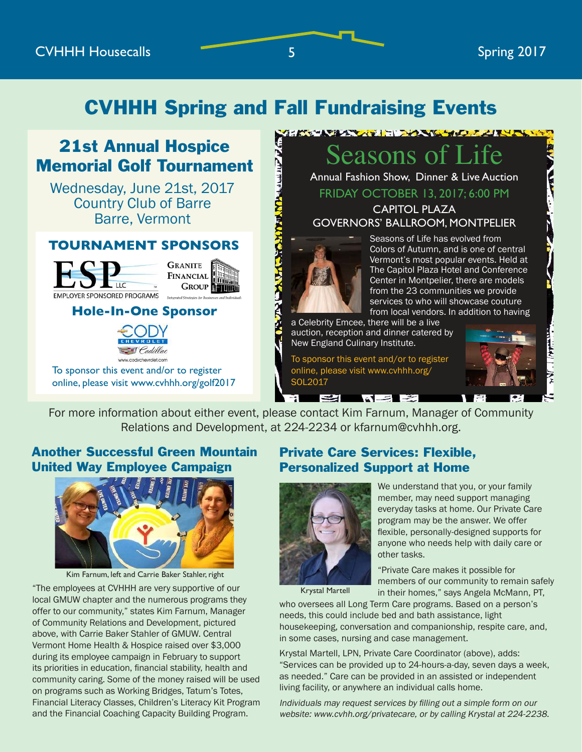# CVHHH Spring and Fall Fundraising Events

## 21st Annual Hospice Memorial Golf Tournament

Wednesday, June 21st, 2017
Country Club of Barre
Barre, Vermont

### TOURNAMENT SPONSORS

ESP LLC EMPLOYER SPONSORED PROGRAMS

Granite Financial Group — Integrated Strategies for Businesses and Individuals

### Hole-In-One Sponsor

CODY CHEVROLET Cadillac
www.codychevrolet.com

To sponsor this event and/or to register online, please visit www.cvhhh.org/golf2017

## Seasons of Life

Annual Fashion Show, Dinner & Live Auction

FRIDAY OCTOBER 13, 2017; 6:00 PM

CAPITOL PLAZA
GOVERNORS' BALLROOM, MONTPELIER

Seasons of Life has evolved from Colors of Autumn, and is one of central Vermont's most popular events. Held at The Capitol Plaza Hotel and Conference Center in Montpelier, there are models from the 23 communities we provide services to who will showcase couture from local vendors. In addition to having a Celebrity Emcee, there will be a live auction, reception and dinner catered by New England Culinary Institute.

To sponsor this event and/or to register online, please visit www.cvhhh.org/SOL2017

For more information about either event, please contact Kim Farnum, Manager of Community Relations and Development, at 224-2234 or kfarnum@cvhhh.org.

## Another Successful Green Mountain United Way Employee Campaign

Kim Farnum, left and Carrie Baker Stahler, right

"The employees at CVHHH are very supportive of our local GMUW chapter and the numerous programs they offer to our community," states Kim Farnum, Manager of Community Relations and Development, pictured above, with Carrie Baker Stahler of GMUW. Central Vermont Home Health & Hospice raised over $3,000 during its employee campaign in February to support its priorities in education, financial stability, health and community caring. Some of the money raised will be used on programs such as Working Bridges, Tatum's Totes, Financial Literacy Classes, Children's Literacy Kit Program and the Financial Coaching Capacity Building Program.

## Private Care Services: Flexible, Personalized Support at Home

Krystal Martell

We understand that you, or your family member, may need support managing everyday tasks at home. Our Private Care program may be the answer. We offer flexible, personally-designed supports for anyone who needs help with daily care or other tasks.

"Private Care makes it possible for members of our community to remain safely in their homes," says Angela McMann, PT, who oversees all Long Term Care programs. Based on a person's needs, this could include bed and bath assistance, light housekeeping, conversation and companionship, respite care, and, in some cases, nursing and case management.

Krystal Martell, LPN, Private Care Coordinator (above), adds: "Services can be provided up to 24-hours-a-day, seven days a week, as needed." Care can be provided in an assisted or independent living facility, or anywhere an individual calls home.

*Individuals may request services by filling out a simple form on our website: www.cvhh.org/privatecare, or by calling Krystal at 224-2238.*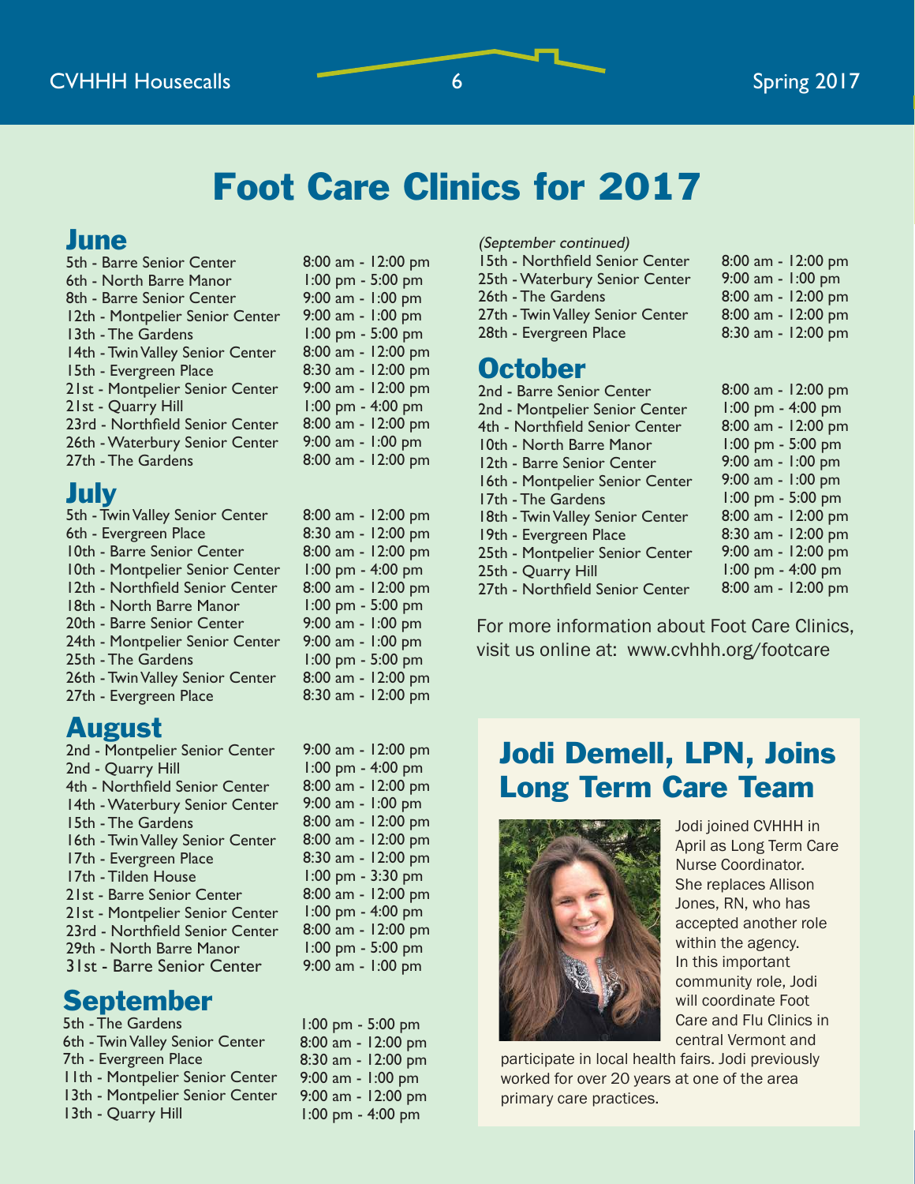# Foot Care Clinics for 2017

## June

| | |
|---|---|
| 5th - Barre Senior Center | 8:00 am - 12:00 pm |
| 6th - North Barre Manor | 1:00 pm - 5:00 pm |
| 8th - Barre Senior Center | 9:00 am - 1:00 pm |
| 12th - Montpelier Senior Center | 9:00 am - 1:00 pm |
| 13th - The Gardens | 1:00 pm - 5:00 pm |
| 14th - Twin Valley Senior Center | 8:00 am - 12:00 pm |
| 15th - Evergreen Place | 8:30 am - 12:00 pm |
| 21st - Montpelier Senior Center | 9:00 am - 12:00 pm |
| 21st - Quarry Hill | 1:00 pm - 4:00 pm |
| 23rd - Northfield Senior Center | 8:00 am - 12:00 pm |
| 26th - Waterbury Senior Center | 9:00 am - 1:00 pm |
| 27th - The Gardens | 8:00 am - 12:00 pm |

## July

| | |
|---|---|
| 5th - Twin Valley Senior Center | 8:00 am - 12:00 pm |
| 6th - Evergreen Place | 8:30 am - 12:00 pm |
| 10th - Barre Senior Center | 8:00 am - 12:00 pm |
| 10th - Montpelier Senior Center | 1:00 pm - 4:00 pm |
| 12th - Northfield Senior Center | 8:00 am - 12:00 pm |
| 18th - North Barre Manor | 1:00 pm - 5:00 pm |
| 20th - Barre Senior Center | 9:00 am - 1:00 pm |
| 24th - Montpelier Senior Center | 9:00 am - 1:00 pm |
| 25th - The Gardens | 1:00 pm - 5:00 pm |
| 26th - Twin Valley Senior Center | 8:00 am - 12:00 pm |
| 27th - Evergreen Place | 8:30 am - 12:00 pm |

## August

| | |
|---|---|
| 2nd - Montpelier Senior Center | 9:00 am - 12:00 pm |
| 2nd - Quarry Hill | 1:00 pm - 4:00 pm |
| 4th - Northfield Senior Center | 8:00 am - 12:00 pm |
| 14th - Waterbury Senior Center | 9:00 am - 1:00 pm |
| 15th - The Gardens | 8:00 am - 12:00 pm |
| 16th - Twin Valley Senior Center | 8:00 am - 12:00 pm |
| 17th - Evergreen Place | 8:30 am - 12:00 pm |
| 17th - Tilden House | 1:00 pm - 3:30 pm |
| 21st - Barre Senior Center | 8:00 am - 12:00 pm |
| 21st - Montpelier Senior Center | 1:00 pm - 4:00 pm |
| 23rd - Northfield Senior Center | 8:00 am - 12:00 pm |
| 29th - North Barre Manor | 1:00 pm - 5:00 pm |
| 31st - Barre Senior Center | 9:00 am - 1:00 pm |

## September

| | |
|---|---|
| 5th - The Gardens | 1:00 pm - 5:00 pm |
| 6th - Twin Valley Senior Center | 8:00 am - 12:00 pm |
| 7th - Evergreen Place | 8:30 am - 12:00 pm |
| 11th - Montpelier Senior Center | 9:00 am - 1:00 pm |
| 13th - Montpelier Senior Center | 9:00 am - 12:00 pm |
| 13th - Quarry Hill | 1:00 pm - 4:00 pm |

*(September continued)*

| | |
|---|---|
| 15th - Northfield Senior Center | 8:00 am - 12:00 pm |
| 25th - Waterbury Senior Center | 9:00 am - 1:00 pm |
| 26th - The Gardens | 8:00 am - 12:00 pm |
| 27th - Twin Valley Senior Center | 8:00 am - 12:00 pm |
| 28th - Evergreen Place | 8:30 am - 12:00 pm |

## October

| | |
|---|---|
| 2nd - Barre Senior Center | 8:00 am - 12:00 pm |
| 2nd - Montpelier Senior Center | 1:00 pm - 4:00 pm |
| 4th - Northfield Senior Center | 8:00 am - 12:00 pm |
| 10th - North Barre Manor | 1:00 pm - 5:00 pm |
| 12th - Barre Senior Center | 9:00 am - 1:00 pm |
| 16th - Montpelier Senior Center | 9:00 am - 1:00 pm |
| 17th - The Gardens | 1:00 pm - 5:00 pm |
| 18th - Twin Valley Senior Center | 8:00 am - 12:00 pm |
| 19th - Evergreen Place | 8:30 am - 12:00 pm |
| 25th - Montpelier Senior Center | 9:00 am - 12:00 pm |
| 25th - Quarry Hill | 1:00 pm - 4:00 pm |
| 27th - Northfield Senior Center | 8:00 am - 12:00 pm |

For more information about Foot Care Clinics, visit us online at: www.cvhhh.org/footcare

# Jodi Demell, LPN, Joins Long Term Care Team

Jodi joined CVHHH in April as Long Term Care Nurse Coordinator. She replaces Allison Jones, RN, who has accepted another role within the agency. In this important community role, Jodi will coordinate Foot Care and Flu Clinics in central Vermont and participate in local health fairs. Jodi previously worked for over 20 years at one of the area primary care practices.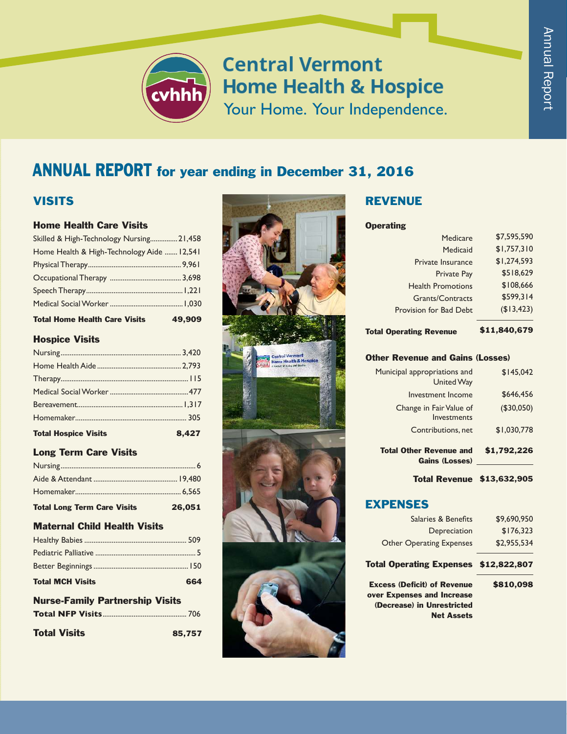Central Vermont Home Health & Hospice

Your Home. Your Independence.

Annual Report

# ANNUAL REPORT for year ending in December 31, 2016

## VISITS

### Home Health Care Visits

| | |
|---|---|
| Skilled & High-Technology Nursing | 21,458 |
| Home Health & High-Technology Aide | 12,541 |
| Physical Therapy | 9,961 |
| Occupational Therapy | 3,698 |
| Speech Therapy | 1,221 |
| Medical Social Worker | 1,030 |
| **Total Home Health Care Visits** | **49,909** |

### Hospice Visits

| | |
|---|---|
| Nursing | 3,420 |
| Home Health Aide | 2,793 |
| Therapy | 115 |
| Medical Social Worker | 477 |
| Bereavement | 1,317 |
| Homemaker | 305 |
| **Total Hospice Visits** | **8,427** |

### Long Term Care Visits

| | |
|---|---|
| Nursing | 6 |
| Aide & Attendant | 19,480 |
| Homemaker | 6,565 |
| **Total Long Term Care Visits** | **26,051** |

### Maternal Child Health Visits

| | |
|---|---|
| Healthy Babies | 509 |
| Pediatric Palliative | 5 |
| Better Beginnings | 150 |
| **Total MCH Visits** | **664** |

### Nurse-Family Partnership Visits

| | |
|---|---|
| **Total NFP Visits** | 706 |

| | |
|---|---|
| **Total Visits** | **85,757** |

## REVENUE

### Operating

| | |
|---|---|
| Medicare | $7,595,590 |
| Medicaid | $1,757,310 |
| Private Insurance | $1,274,593 |
| Private Pay | $518,629 |
| Health Promotions | $108,666 |
| Grants/Contracts | $599,314 |
| Provision for Bad Debt | ($13,423) |
| **Total Operating Revenue** | **$11,840,679** |

### Other Revenue and Gains (Losses)

| | |
|---|---|
| Municipal appropriations and United Way | $145,042 |
| Investment Income | $646,456 |
| Change in Fair Value of Investments | ($30,050) |
| Contributions, net | $1,030,778 |
| **Total Other Revenue and Gains (Losses)** | **$1,792,226** |
| **Total Revenue** | **$13,632,905** |

## EXPENSES

| | |
|---|---|
| Salaries & Benefits | $9,690,950 |
| Depreciation | $176,323 |
| Other Operating Expenses | $2,955,534 |
| **Total Operating Expenses** | **$12,822,807** |
| **Excess (Deficit) of Revenue over Expenses and Increase (Decrease) in Unrestricted Net Assets** | **$810,098** |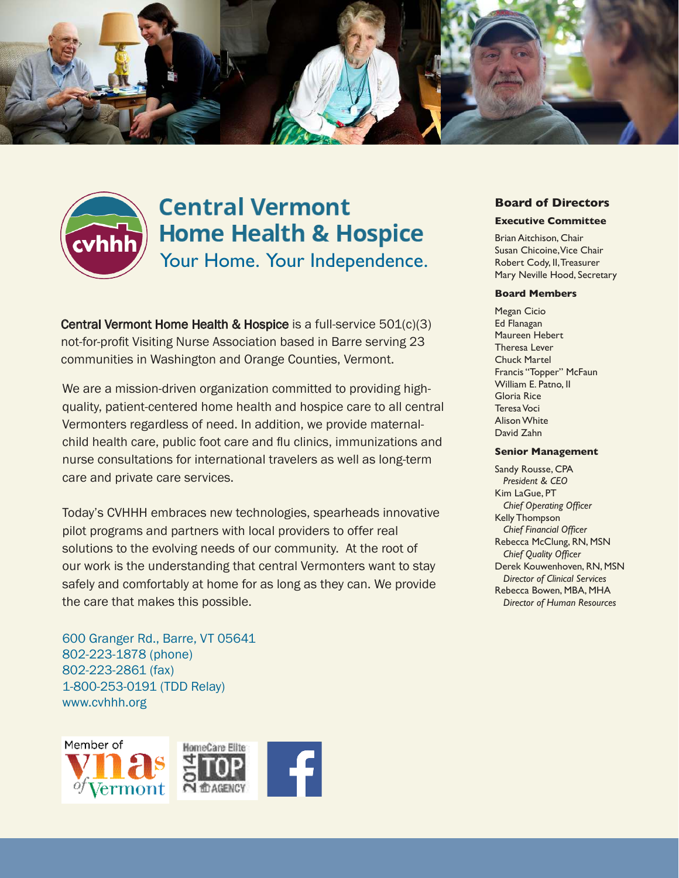# Central Vermont Home Health & Hospice

Your Home. Your Independence.

**Central Vermont Home Health & Hospice** is a full-service 501(c)(3) not-for-profit Visiting Nurse Association based in Barre serving 23 communities in Washington and Orange Counties, Vermont.

We are a mission-driven organization committed to providing high-quality, patient-centered home health and hospice care to all central Vermonters regardless of need. In addition, we provide maternal-child health care, public foot care and flu clinics, immunizations and nurse consultations for international travelers as well as long-term care and private care services.

Today's CVHHH embraces new technologies, spearheads innovative pilot programs and partners with local providers to offer real solutions to the evolving needs of our community. At the root of our work is the understanding that central Vermonters want to stay safely and comfortably at home for as long as they can. We provide the care that makes this possible.

600 Granger Rd., Barre, VT 05641
802-223-1878 (phone)
802-223-2861 (fax)
1-800-253-0191 (TDD Relay)
www.cvhhh.org

Member of vnas of Vermont

HomeCare Elite 2014 TOP AGENCY

## Board of Directors

### Executive Committee

Brian Aitchison, Chair
Susan Chicoine, Vice Chair
Robert Cody, II, Treasurer
Mary Neville Hood, Secretary

### Board Members

Megan Cicio
Ed Flanagan
Maureen Hebert
Theresa Lever
Chuck Martel
Francis "Topper" McFaun
William E. Patno, II
Gloria Rice
Teresa Voci
Alison White
David Zahn

### Senior Management

Sandy Rousse, CPA
*President & CEO*
Kim LaGue, PT
*Chief Operating Officer*
Kelly Thompson
*Chief Financial Officer*
Rebecca McClung, RN, MSN
*Chief Quality Officer*
Derek Kouwenhoven, RN, MSN
*Director of Clinical Services*
Rebecca Bowen, MBA, MHA
*Director of Human Resources*